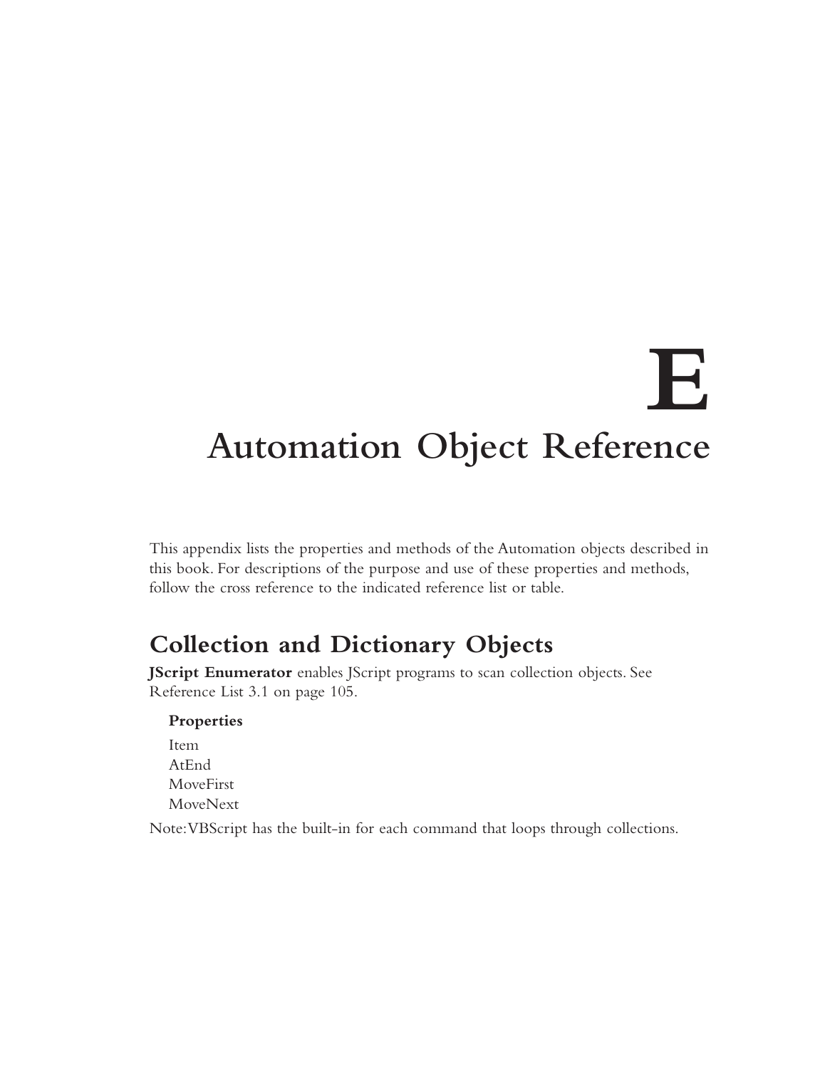# E
# Automation Object Reference

This appendix lists the properties and methods of the Automation objects described in this book. For descriptions of the purpose and use of these properties and methods, follow the cross reference to the indicated reference list or table.

## Collection and Dictionary Objects

**JScript Enumerator** enables JScript programs to scan collection objects. See Reference List 3.1 on page 105.

**Properties**

Item
AtEnd
MoveFirst
MoveNext

Note: VBScript has the built-in for each command that loops through collections.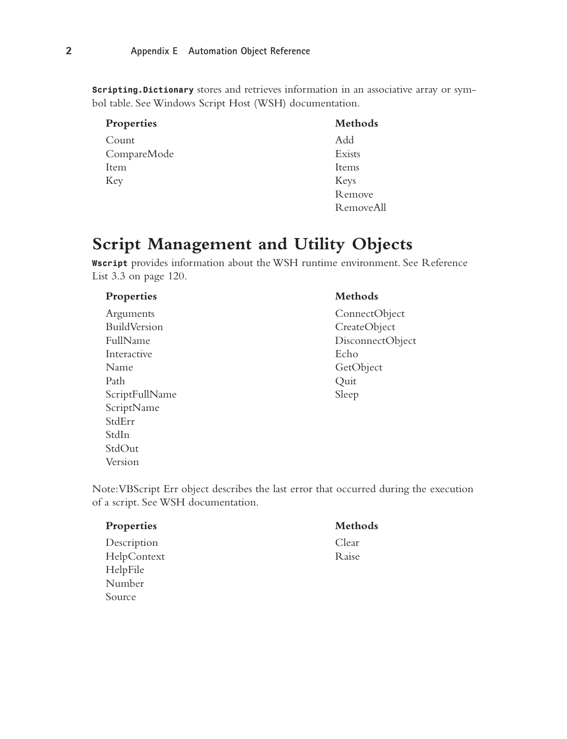**Scripting.Dictionary** stores and retrieves information in an associative array or symbol table. See Windows Script Host (WSH) documentation.

| Properties | Methods |
| --- | --- |
| Count | Add |
| CompareMode | Exists |
| Item | Items |
| Key | Keys |
| | Remove |
| | RemoveAll |

# Script Management and Utility Objects

**Wscript** provides information about the WSH runtime environment. See Reference List 3.3 on page 120.

| Properties | Methods |
| --- | --- |
| Arguments | ConnectObject |
| BuildVersion | CreateObject |
| FullName | DisconnectObject |
| Interactive | Echo |
| Name | GetObject |
| Path | Quit |
| ScriptFullName | Sleep |
| ScriptName | |
| StdErr | |
| StdIn | |
| StdOut | |
| Version | |

Note:VBScript Err object describes the last error that occurred during the execution of a script. See WSH documentation.

| Properties | Methods |
| --- | --- |
| Description | Clear |
| HelpContext | Raise |
| HelpFile | |
| Number | |
| Source | |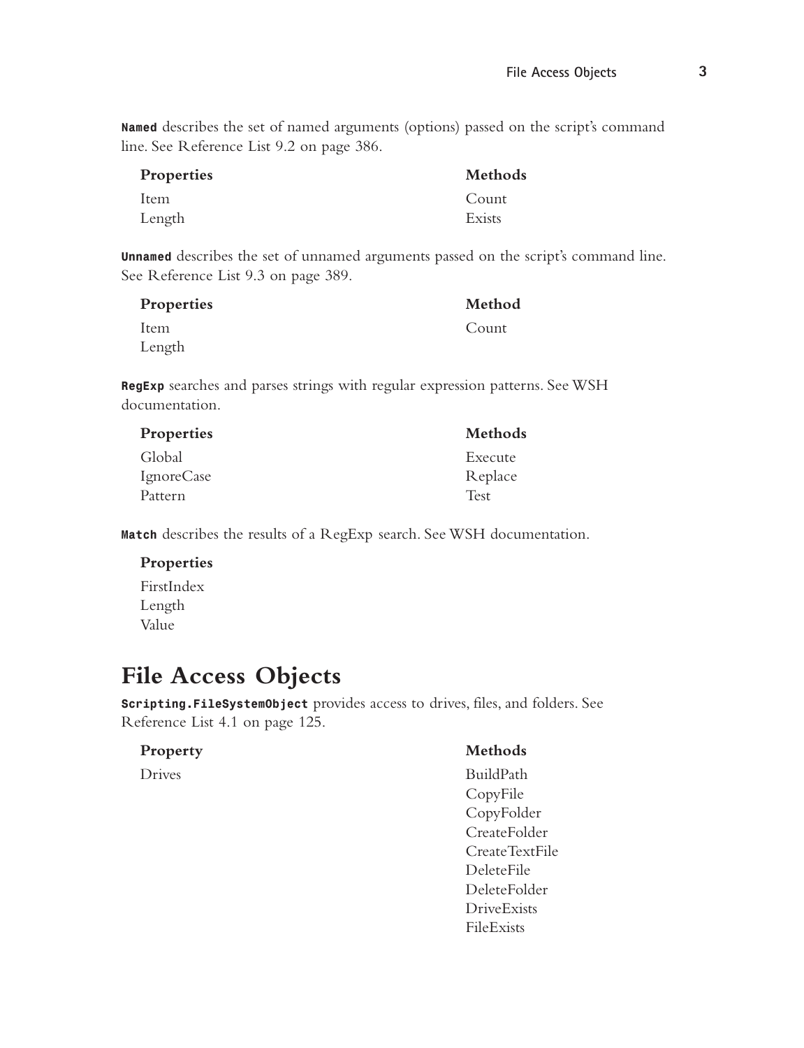**Named** describes the set of named arguments (options) passed on the script's command line. See Reference List 9.2 on page 386.

| Properties | Methods |
| --- | --- |
| Item | Count |
| Length | Exists |

**Unnamed** describes the set of unnamed arguments passed on the script's command line. See Reference List 9.3 on page 389.

| Properties | Method |
| --- | --- |
| Item | Count |
| Length | |

**RegExp** searches and parses strings with regular expression patterns. See WSH documentation.

| Properties | Methods |
| --- | --- |
| Global | Execute |
| IgnoreCase | Replace |
| Pattern | Test |

**Match** describes the results of a RegExp search. See WSH documentation.

| Properties |
| --- |
| FirstIndex |
| Length |
| Value |

# File Access Objects

**Scripting.FileSystemObject** provides access to drives, files, and folders. See Reference List 4.1 on page 125.

| Property | Methods |
| --- | --- |
| Drives | BuildPath |
| | CopyFile |
| | CopyFolder |
| | CreateFolder |
| | CreateTextFile |
| | DeleteFile |
| | DeleteFolder |
| | DriveExists |
| | FileExists |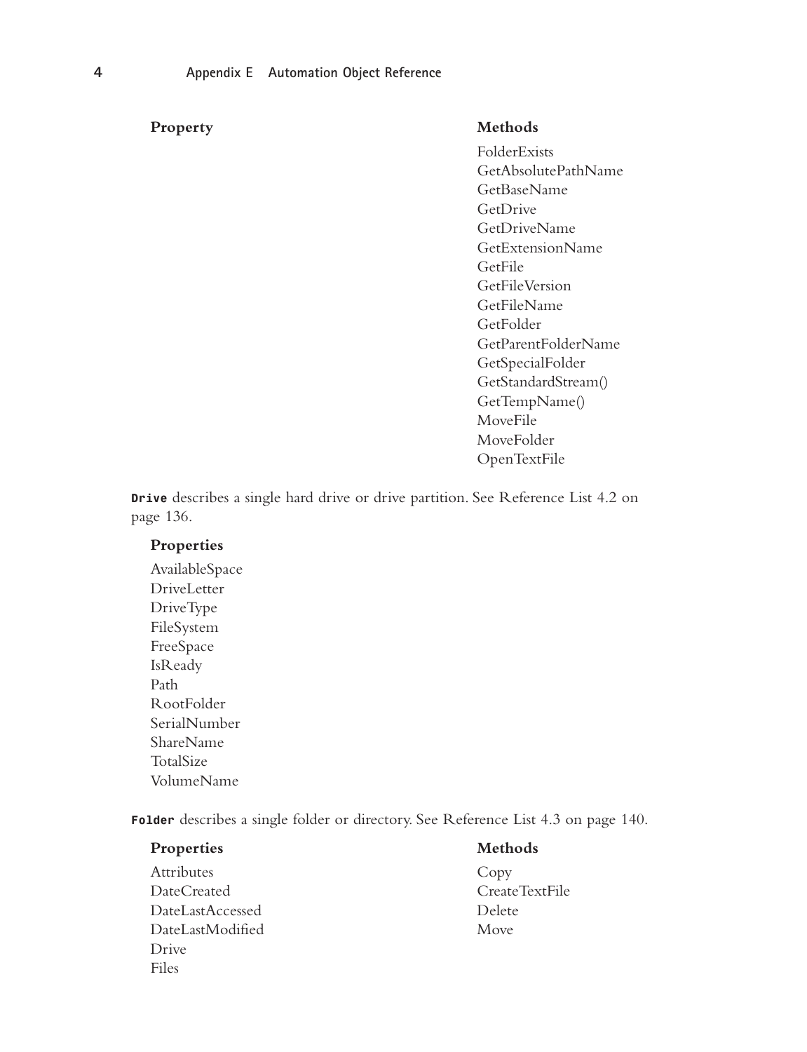| Property | Methods |
|---|---|
| | FolderExists |
| | GetAbsolutePathName |
| | GetBaseName |
| | GetDrive |
| | GetDriveName |
| | GetExtensionName |
| | GetFile |
| | GetFileVersion |
| | GetFileName |
| | GetFolder |
| | GetParentFolderName |
| | GetSpecialFolder |
| | GetStandardStream() |
| | GetTempName() |
| | MoveFile |
| | MoveFolder |
| | OpenTextFile |

`Drive` describes a single hard drive or drive partition. See Reference List 4.2 on page 136.

**Properties**

AvailableSpace
DriveLetter
DriveType
FileSystem
FreeSpace
IsReady
Path
RootFolder
SerialNumber
ShareName
TotalSize
VolumeName

`Folder` describes a single folder or directory. See Reference List 4.3 on page 140.

| Properties | Methods |
|---|---|
| Attributes | Copy |
| DateCreated | CreateTextFile |
| DateLastAccessed | Delete |
| DateLastModified | Move |
| Drive | |
| Files | |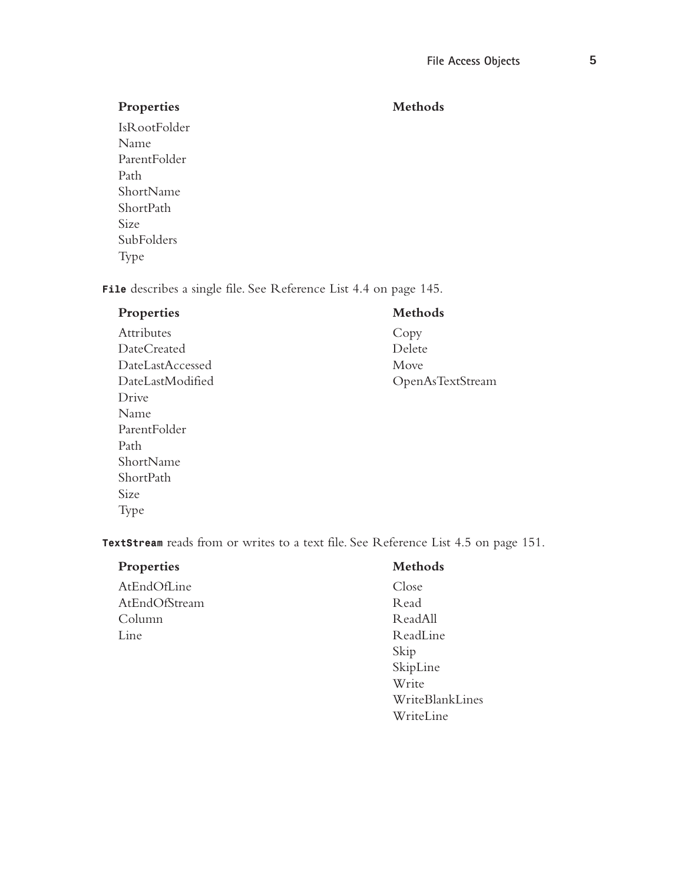| Properties | Methods |
| --- | --- |
| IsRootFolder | |
| Name | |
| ParentFolder | |
| Path | |
| ShortName | |
| ShortPath | |
| Size | |
| SubFolders | |
| Type | |

**File** describes a single file. See Reference List 4.4 on page 145.

| Properties | Methods |
| --- | --- |
| Attributes | Copy |
| DateCreated | Delete |
| DateLastAccessed | Move |
| DateLastModified | OpenAsTextStream |
| Drive | |
| Name | |
| ParentFolder | |
| Path | |
| ShortName | |
| ShortPath | |
| Size | |
| Type | |

**TextStream** reads from or writes to a text file. See Reference List 4.5 on page 151.

| Properties | Methods |
| --- | --- |
| AtEndOfLine | Close |
| AtEndOfStream | Read |
| Column | ReadAll |
| Line | ReadLine |
| | Skip |
| | SkipLine |
| | Write |
| | WriteBlankLines |
| | WriteLine |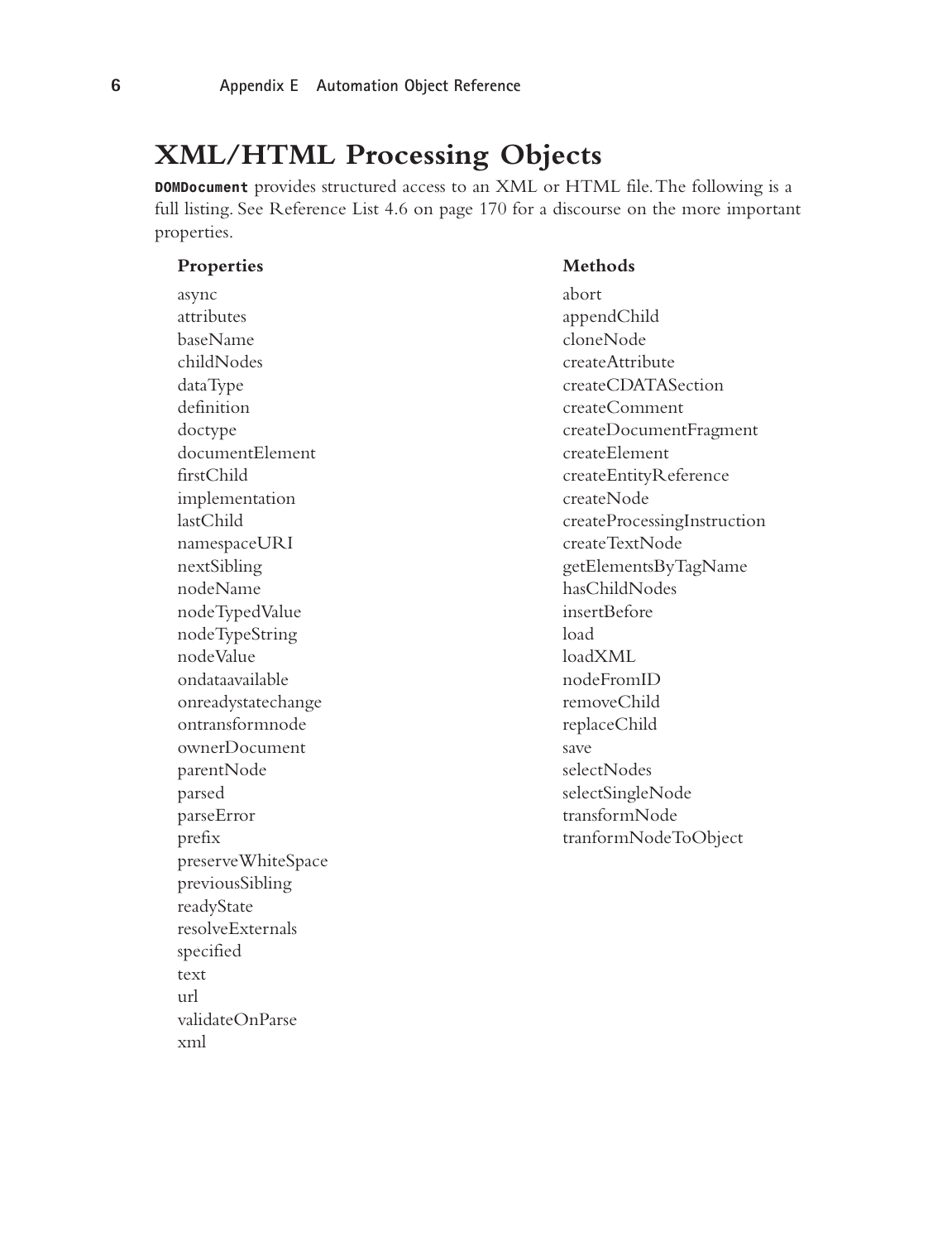# XML/HTML Processing Objects

**`DOMDocument`** provides structured access to an XML or HTML file. The following is a full listing. See Reference List 4.6 on page 170 for a discourse on the more important properties.

**Properties**

async
attributes
baseName
childNodes
dataType
definition
doctype
documentElement
firstChild
implementation
lastChild
namespaceURI
nextSibling
nodeName
nodeTypedValue
nodeTypeString
nodeValue
ondataavailable
onreadystatechange
ontransformnode
ownerDocument
parentNode
parsed
parseError
prefix
preserveWhiteSpace
previousSibling
readyState
resolveExternals
specified
text
url
validateOnParse
xml

**Methods**

abort
appendChild
cloneNode
createAttribute
createCDATASection
createComment
createDocumentFragment
createElement
createEntityReference
createNode
createProcessingInstruction
createTextNode
getElementsByTagName
hasChildNodes
insertBefore
load
loadXML
nodeFromID
removeChild
replaceChild
save
selectNodes
selectSingleNode
transformNode
tranformNodeToObject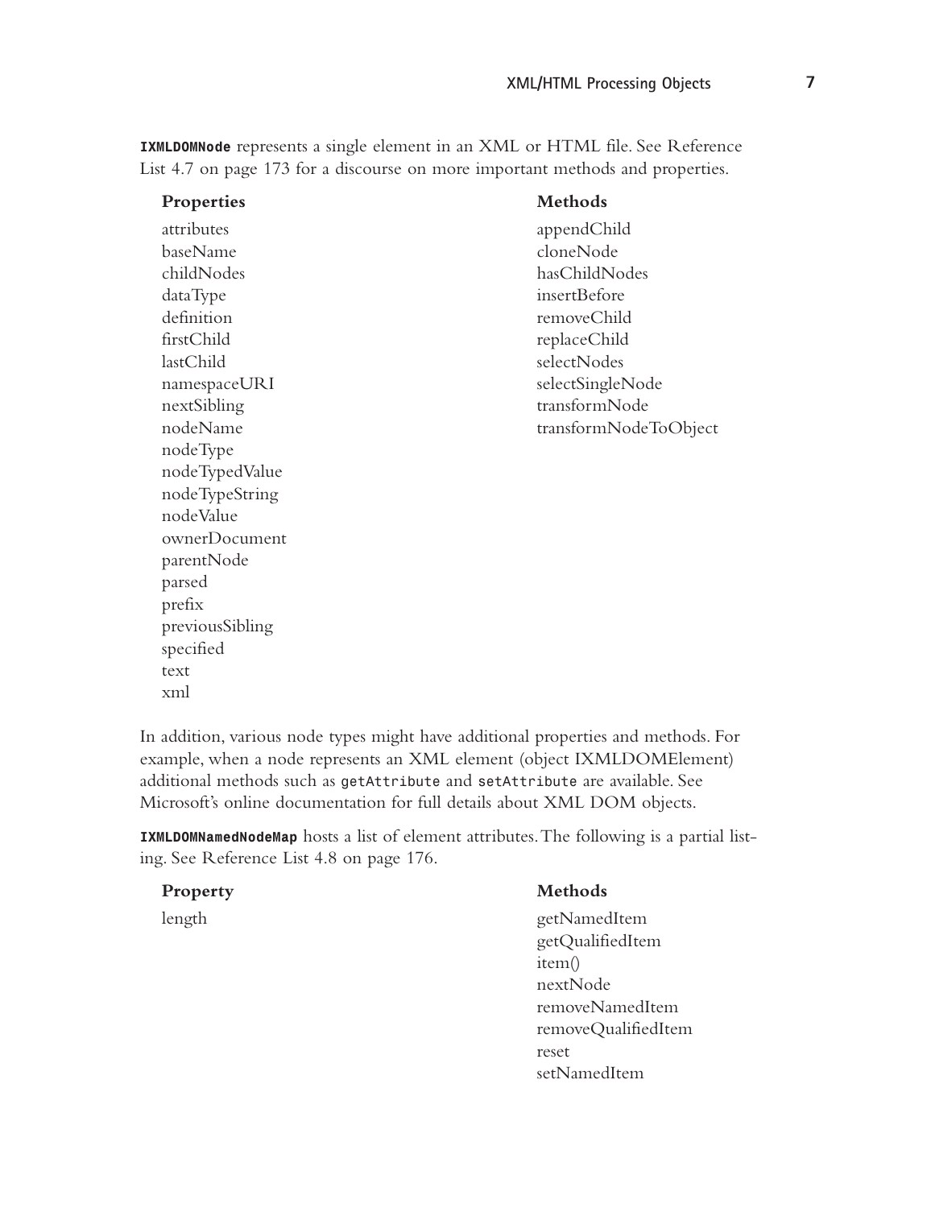**`IXMLDOMNode`** represents a single element in an XML or HTML file. See Reference List 4.7 on page 173 for a discourse on more important methods and properties.

| Properties | Methods |
| --- | --- |
| attributes | appendChild |
| baseName | cloneNode |
| childNodes | hasChildNodes |
| dataType | insertBefore |
| definition | removeChild |
| firstChild | replaceChild |
| lastChild | selectNodes |
| namespaceURI | selectSingleNode |
| nextSibling | transformNode |
| nodeName | transformNodeToObject |
| nodeType | |
| nodeTypedValue | |
| nodeTypeString | |
| nodeValue | |
| ownerDocument | |
| parentNode | |
| parsed | |
| prefix | |
| previousSibling | |
| specified | |
| text | |
| xml | |

In addition, various node types might have additional properties and methods. For example, when a node represents an XML element (object IXMLDOMElement) additional methods such as `getAttribute` and `setAttribute` are available. See Microsoft's online documentation for full details about XML DOM objects.

**`IXMLDOMNamedNodeMap`** hosts a list of element attributes. The following is a partial listing. See Reference List 4.8 on page 176.

| Property | Methods |
| --- | --- |
| length | getNamedItem |
| | getQualifiedItem |
| | item() |
| | nextNode |
| | removeNamedItem |
| | removeQualifiedItem |
| | reset |
| | setNamedItem |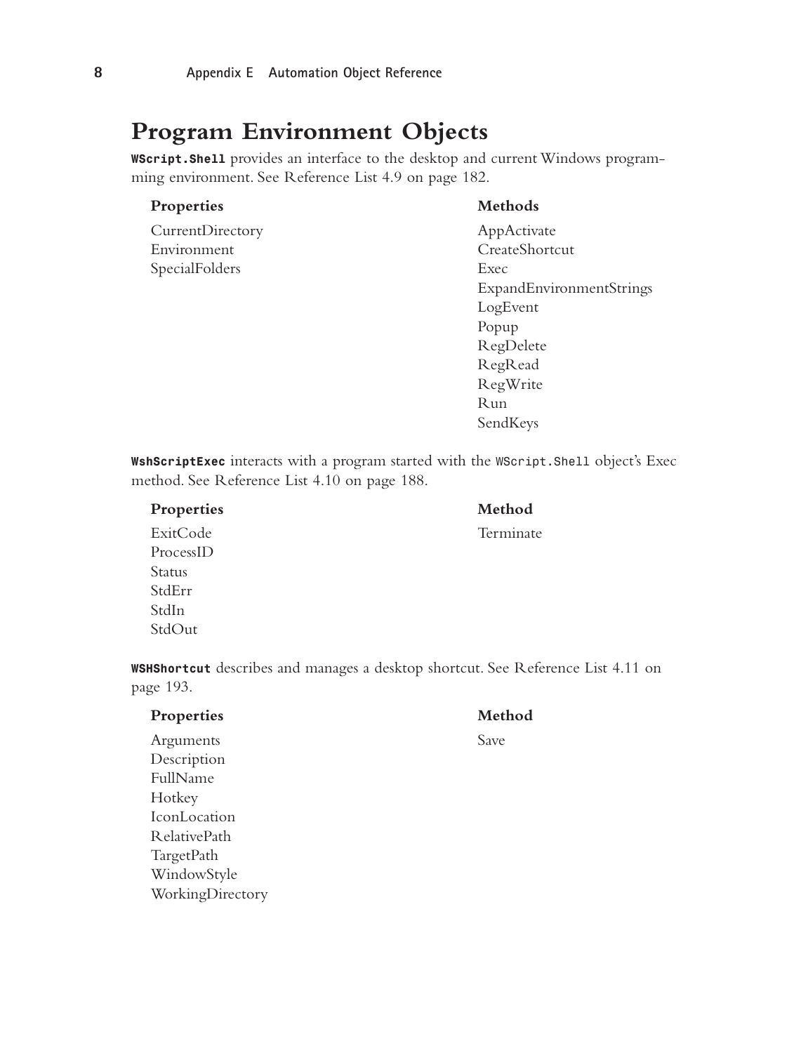# Program Environment Objects

**`WScript.Shell`** provides an interface to the desktop and current Windows programming environment. See Reference List 4.9 on page 182.

| Properties | Methods |
|---|---|
| CurrentDirectory | AppActivate |
| Environment | CreateShortcut |
| SpecialFolders | Exec |
| | ExpandEnvironmentStrings |
| | LogEvent |
| | Popup |
| | RegDelete |
| | RegRead |
| | RegWrite |
| | Run |
| | SendKeys |

**`WshScriptExec`** interacts with a program started with the `WScript.Shell` object's Exec method. See Reference List 4.10 on page 188.

| Properties | Method |
|---|---|
| ExitCode | Terminate |
| ProcessID | |
| Status | |
| StdErr | |
| StdIn | |
| StdOut | |

**`WSHShortcut`** describes and manages a desktop shortcut. See Reference List 4.11 on page 193.

| Properties | Method |
|---|---|
| Arguments | Save |
| Description | |
| FullName | |
| Hotkey | |
| IconLocation | |
| RelativePath | |
| TargetPath | |
| WindowStyle | |
| WorkingDirectory | |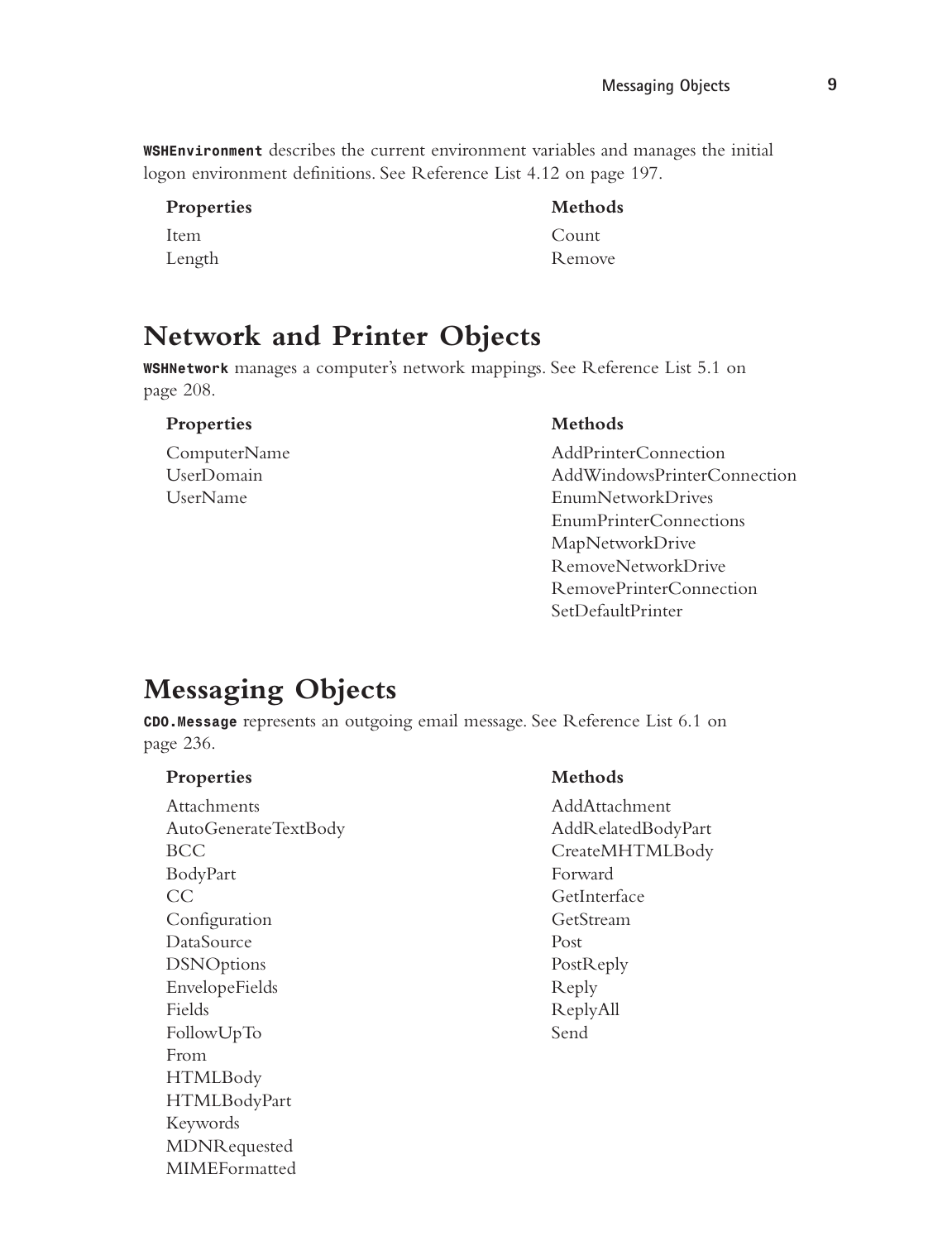**WSHEnvironment** describes the current environment variables and manages the initial logon environment definitions. See Reference List 4.12 on page 197.

| Properties | Methods |
|---|---|
| Item | Count |
| Length | Remove |

## Network and Printer Objects

**WSHNetwork** manages a computer's network mappings. See Reference List 5.1 on page 208.

| Properties | Methods |
|---|---|
| ComputerName | AddPrinterConnection |
| UserDomain | AddWindowsPrinterConnection |
| UserName | EnumNetworkDrives |
| | EnumPrinterConnections |
| | MapNetworkDrive |
| | RemoveNetworkDrive |
| | RemovePrinterConnection |
| | SetDefaultPrinter |

## Messaging Objects

**CDO.Message** represents an outgoing email message. See Reference List 6.1 on page 236.

| Properties | Methods |
|---|---|
| Attachments | AddAttachment |
| AutoGenerateTextBody | AddRelatedBodyPart |
| BCC | CreateMHTMLBody |
| BodyPart | Forward |
| CC | GetInterface |
| Configuration | GetStream |
| DataSource | Post |
| DSNOptions | PostReply |
| EnvelopeFields | Reply |
| Fields | ReplyAll |
| FollowUpTo | Send |
| From | |
| HTMLBody | |
| HTMLBodyPart | |
| Keywords | |
| MDNRequested | |
| MIMEFormatted | |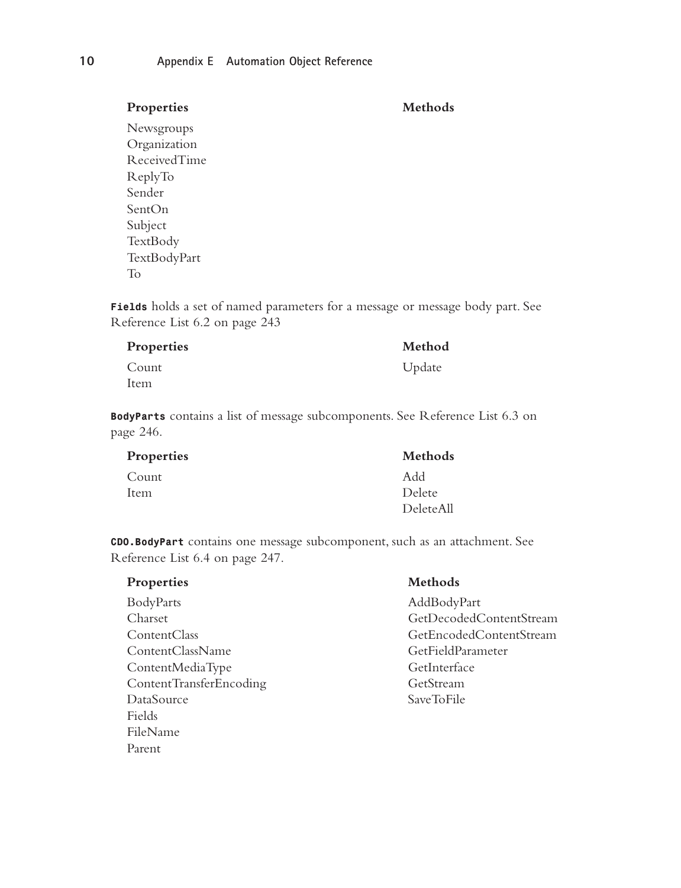| Properties | Methods |
|---|---|
| Newsgroups | |
| Organization | |
| ReceivedTime | |
| ReplyTo | |
| Sender | |
| SentOn | |
| Subject | |
| TextBody | |
| TextBodyPart | |
| To | |

**Fields** holds a set of named parameters for a message or message body part. See Reference List 6.2 on page 243

| Properties | Method |
|---|---|
| Count | Update |
| Item | |

**BodyParts** contains a list of message subcomponents. See Reference List 6.3 on page 246.

| Properties | Methods |
|---|---|
| Count | Add |
| Item | Delete |
| | DeleteAll |

**CDO.BodyPart** contains one message subcomponent, such as an attachment. See Reference List 6.4 on page 247.

| Properties | Methods |
|---|---|
| BodyParts | AddBodyPart |
| Charset | GetDecodedContentStream |
| ContentClass | GetEncodedContentStream |
| ContentClassName | GetFieldParameter |
| ContentMediaType | GetInterface |
| ContentTransferEncoding | GetStream |
| DataSource | SaveToFile |
| Fields | |
| FileName | |
| Parent | |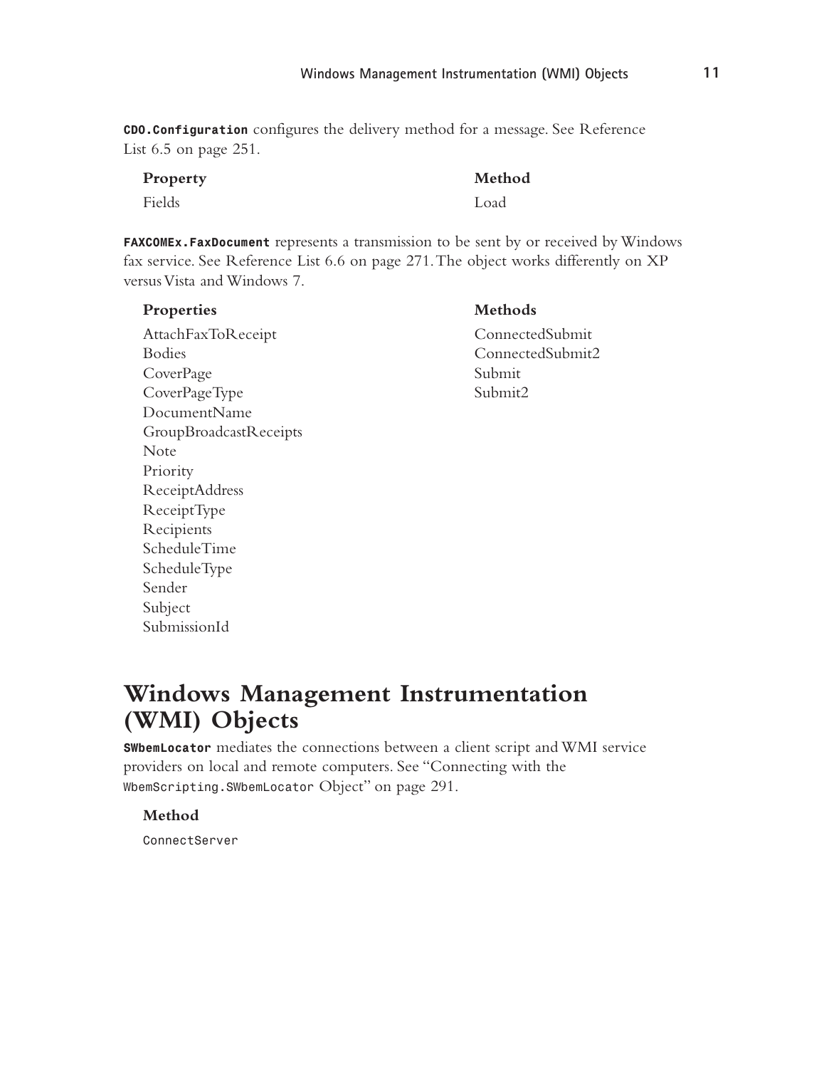**`CDO.Configuration`** configures the delivery method for a message. See Reference List 6.5 on page 251.

| Property | Method |
| --- | --- |
| Fields | Load |

**`FAXCOMEx.FaxDocument`** represents a transmission to be sent by or received by Windows fax service. See Reference List 6.6 on page 271. The object works differently on XP versus Vista and Windows 7.

| Properties | Methods |
| --- | --- |
| AttachFaxToReceipt | ConnectedSubmit |
| Bodies | ConnectedSubmit2 |
| CoverPage | Submit |
| CoverPageType | Submit2 |
| DocumentName | |
| GroupBroadcastReceipts | |
| Note | |
| Priority | |
| ReceiptAddress | |
| ReceiptType | |
| Recipients | |
| ScheduleTime | |
| ScheduleType | |
| Sender | |
| Subject | |
| SubmissionId | |

# Windows Management Instrumentation (WMI) Objects

**`SWbemLocator`** mediates the connections between a client script and WMI service providers on local and remote computers. See "Connecting with the `WbemScripting.SWbemLocator` Object" on page 291.

**Method**

`ConnectServer`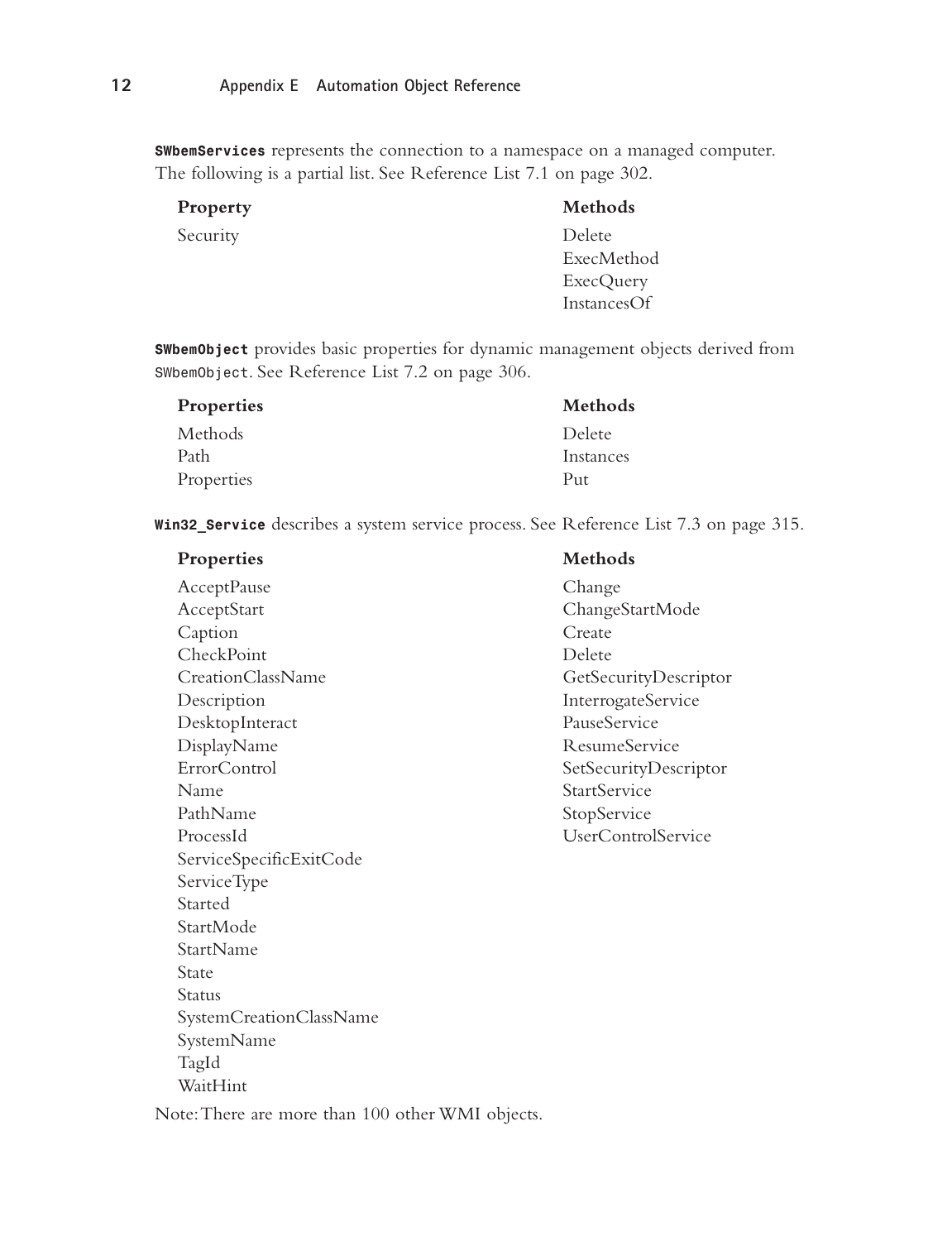**`SWbemServices`** represents the connection to a namespace on a managed computer. The following is a partial list. See Reference List 7.1 on page 302.

| Property | Methods |
| --- | --- |
| Security | Delete |
| | ExecMethod |
| | ExecQuery |
| | InstancesOf |

**`SWbemObject`** provides basic properties for dynamic management objects derived from `SWbemObject`. See Reference List 7.2 on page 306.

| Properties | Methods |
| --- | --- |
| Methods | Delete |
| Path | Instances |
| Properties | Put |

**`Win32_Service`** describes a system service process. See Reference List 7.3 on page 315.

| Properties | Methods |
| --- | --- |
| AcceptPause | Change |
| AcceptStart | ChangeStartMode |
| Caption | Create |
| CheckPoint | Delete |
| CreationClassName | GetSecurityDescriptor |
| Description | InterrogateService |
| DesktopInteract | PauseService |
| DisplayName | ResumeService |
| ErrorControl | SetSecurityDescriptor |
| Name | StartService |
| PathName | StopService |
| ProcessId | UserControlService |
| ServiceSpecificExitCode | |
| ServiceType | |
| Started | |
| StartMode | |
| StartName | |
| State | |
| Status | |
| SystemCreationClassName | |
| SystemName | |
| TagId | |
| WaitHint | |

Note: There are more than 100 other WMI objects.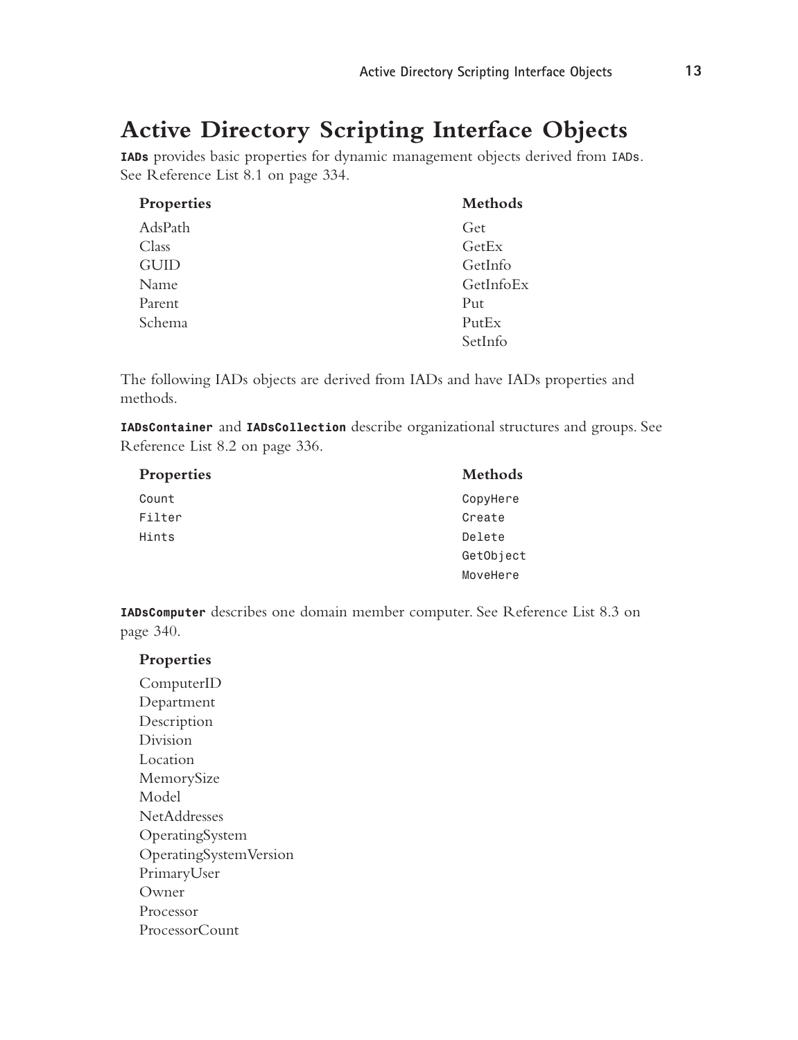# Active Directory Scripting Interface Objects

`IADs` provides basic properties for dynamic management objects derived from `IADs`. See Reference List 8.1 on page 334.

| Properties | Methods |
|---|---|
| AdsPath | Get |
| Class | GetEx |
| GUID | GetInfo |
| Name | GetInfoEx |
| Parent | Put |
| Schema | PutEx |
| | SetInfo |

The following IADs objects are derived from IADs and have IADs properties and methods.

`IADsContainer` and `IADsCollection` describe organizational structures and groups. See Reference List 8.2 on page 336.

| Properties | Methods |
|---|---|
| `Count` | `CopyHere` |
| `Filter` | `Create` |
| `Hints` | `Delete` |
| | `GetObject` |
| | `MoveHere` |

`IADsComputer` describes one domain member computer. See Reference List 8.3 on page 340.

**Properties**

ComputerID
Department
Description
Division
Location
MemorySize
Model
NetAddresses
OperatingSystem
OperatingSystemVersion
PrimaryUser
Owner
Processor
ProcessorCount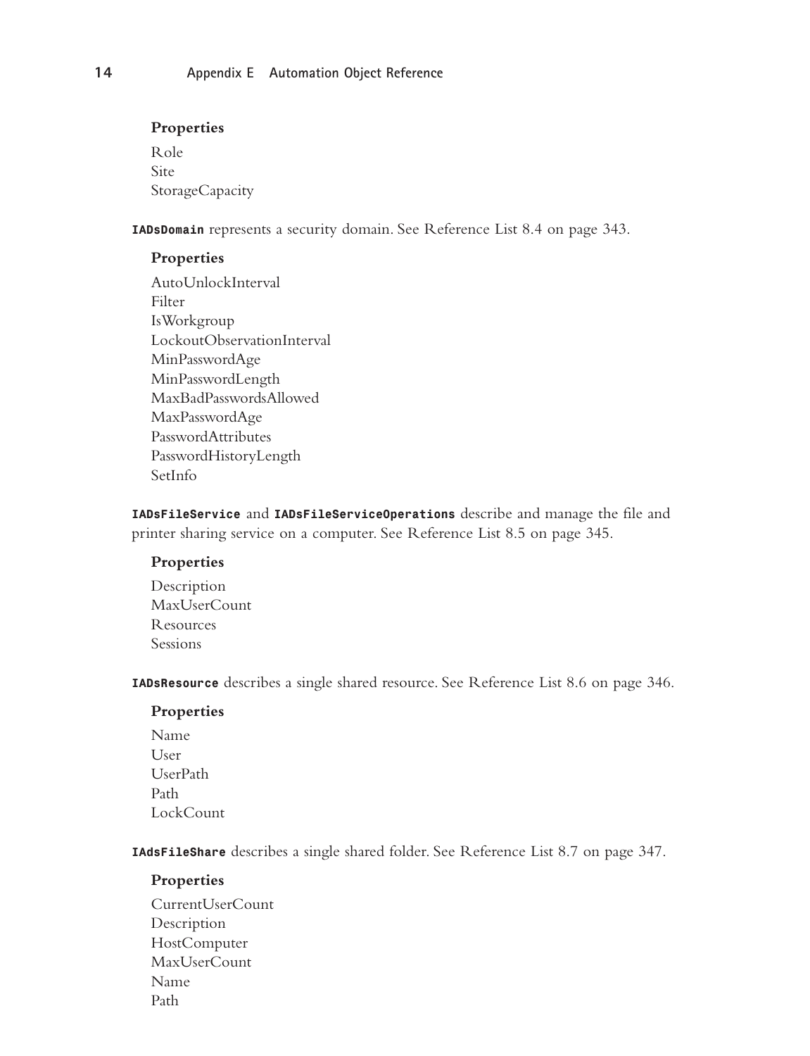**Properties**

Role
Site
StorageCapacity

**IADsDomain** represents a security domain. See Reference List 8.4 on page 343.

**Properties**

AutoUnlockInterval
Filter
IsWorkgroup
LockoutObservationInterval
MinPasswordAge
MinPasswordLength
MaxBadPasswordsAllowed
MaxPasswordAge
PasswordAttributes
PasswordHistoryLength
SetInfo

**IADsFileService** and **IADsFileServiceOperations** describe and manage the file and printer sharing service on a computer. See Reference List 8.5 on page 345.

**Properties**

Description
MaxUserCount
Resources
Sessions

**IADsResource** describes a single shared resource. See Reference List 8.6 on page 346.

**Properties**

Name
User
UserPath
Path
LockCount

**IAdsFileShare** describes a single shared folder. See Reference List 8.7 on page 347.

**Properties**

CurrentUserCount
Description
HostComputer
MaxUserCount
Name
Path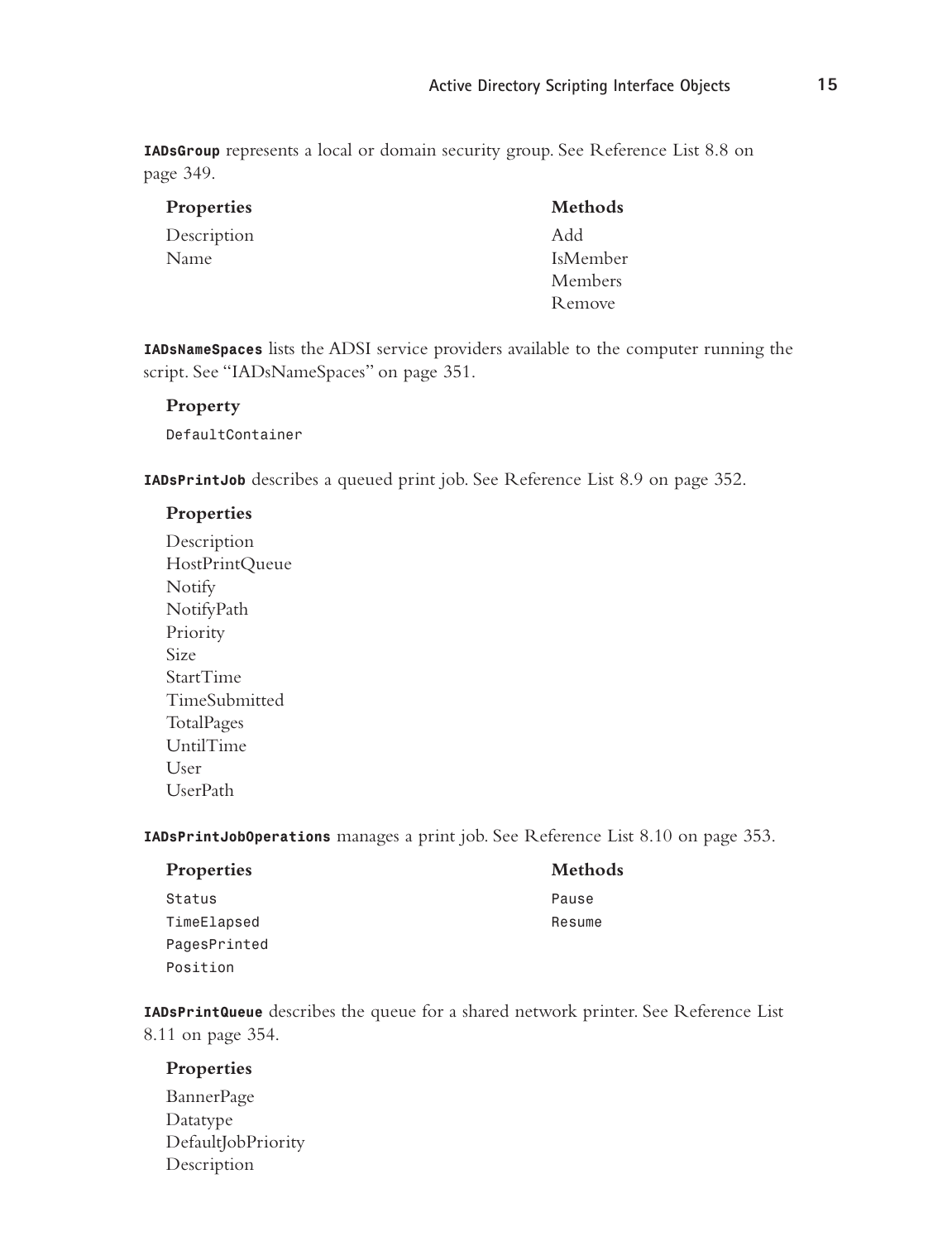**`IADsGroup`** represents a local or domain security group. See Reference List 8.8 on page 349.

| **Properties** | **Methods** |
|---|---|
| Description | Add |
| Name | IsMember |
| | Members |
| | Remove |

**`IADsNameSpaces`** lists the ADSI service providers available to the computer running the script. See "IADsNameSpaces" on page 351.

**Property**

`DefaultContainer`

**`IADsPrintJob`** describes a queued print job. See Reference List 8.9 on page 352.

**Properties**

Description
HostPrintQueue
Notify
NotifyPath
Priority
Size
StartTime
TimeSubmitted
TotalPages
UntilTime
User
UserPath

**`IADsPrintJobOperations`** manages a print job. See Reference List 8.10 on page 353.

| **Properties** | **Methods** |
|---|---|
| `Status` | `Pause` |
| `TimeElapsed` | `Resume` |
| `PagesPrinted` | |
| `Position` | |

**`IADsPrintQueue`** describes the queue for a shared network printer. See Reference List 8.11 on page 354.

**Properties**

BannerPage
Datatype
DefaultJobPriority
Description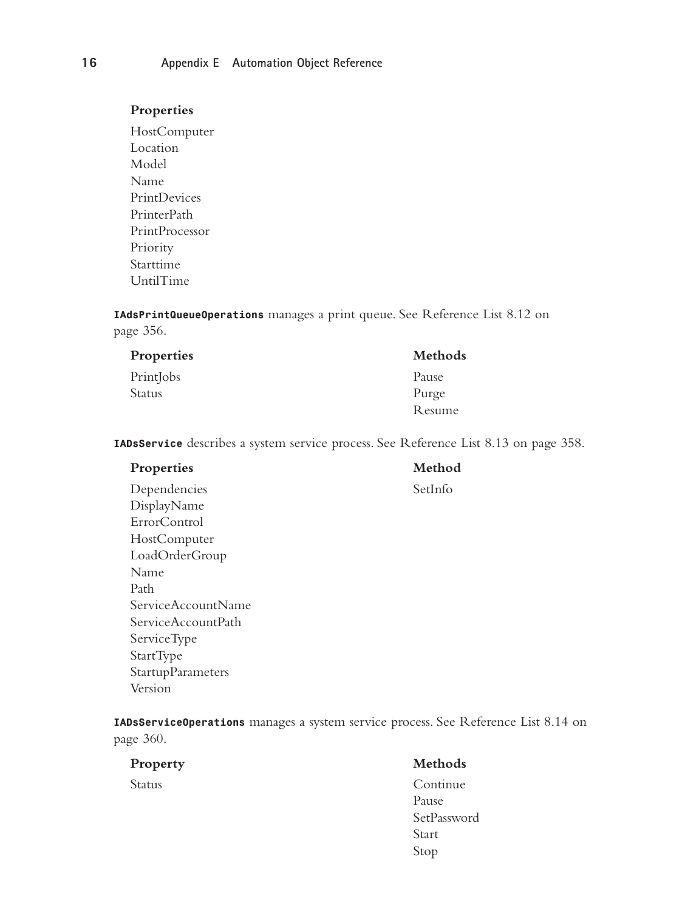**Properties**

HostComputer
Location
Model
Name
PrintDevices
PrinterPath
PrintProcessor
Priority
Starttime
UntilTime

**`IAdsPrintQueueOperations`** manages a print queue. See Reference List 8.12 on page 356.

| Properties | Methods |
| --- | --- |
| PrintJobs | Pause |
| Status | Purge |
| | Resume |

**`IADsService`** describes a system service process. See Reference List 8.13 on page 358.

| Properties | Method |
| --- | --- |
| Dependencies | SetInfo |
| DisplayName | |
| ErrorControl | |
| HostComputer | |
| LoadOrderGroup | |
| Name | |
| Path | |
| ServiceAccountName | |
| ServiceAccountPath | |
| ServiceType | |
| StartType | |
| StartupParameters | |
| Version | |

**`IADsServiceOperations`** manages a system service process. See Reference List 8.14 on page 360.

| Property | Methods |
| --- | --- |
| Status | Continue |
| | Pause |
| | SetPassword |
| | Start |
| | Stop |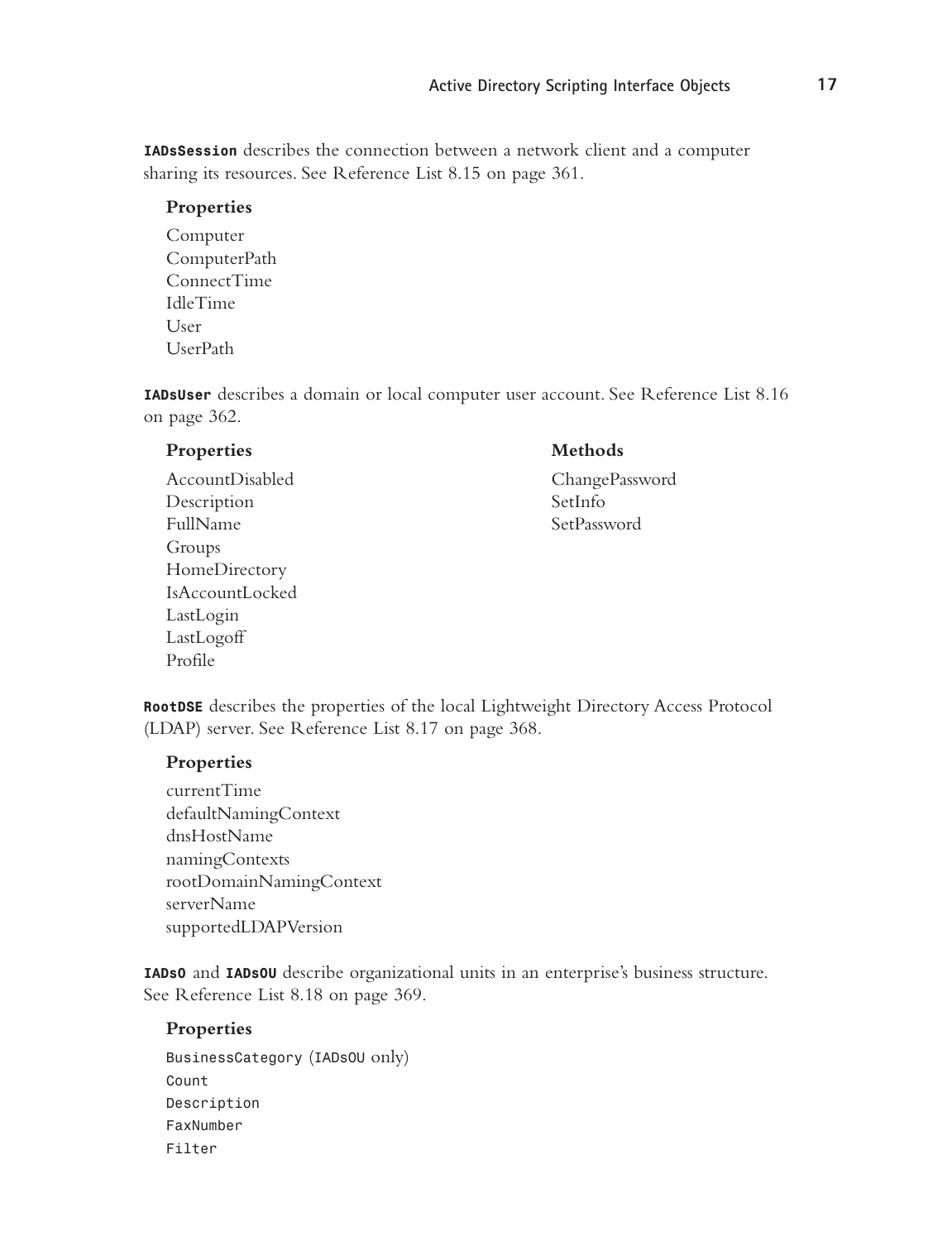**`IADsSession`** describes the connection between a network client and a computer sharing its resources. See Reference List 8.15 on page 361.

**Properties**

Computer
ComputerPath
ConnectTime
IdleTime
User
UserPath

**`IADsUser`** describes a domain or local computer user account. See Reference List 8.16 on page 362.

**Properties**

AccountDisabled
Description
FullName
Groups
HomeDirectory
IsAccountLocked
LastLogin
LastLogoff
Profile

**Methods**

ChangePassword
SetInfo
SetPassword

**`RootDSE`** describes the properties of the local Lightweight Directory Access Protocol (LDAP) server. See Reference List 8.17 on page 368.

**Properties**

currentTime
defaultNamingContext
dnsHostName
namingContexts
rootDomainNamingContext
serverName
supportedLDAPVersion

**`IADsO`** and **`IADsOU`** describe organizational units in an enterprise's business structure. See Reference List 8.18 on page 369.

**Properties**

`BusinessCategory` (`IADsOU` only)
`Count`
`Description`
`FaxNumber`
`Filter`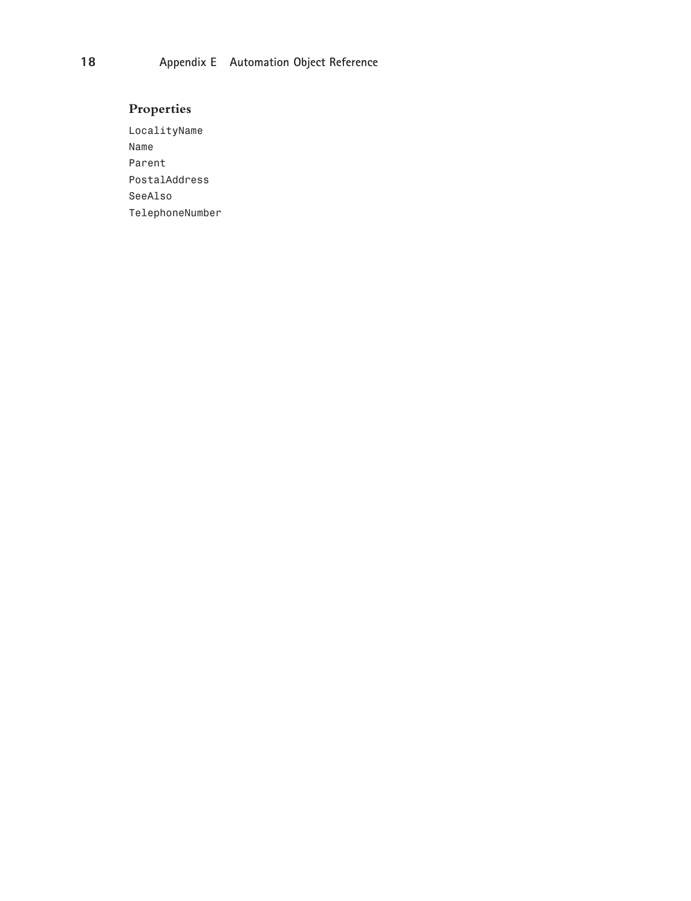## Properties

`LocalityName`
`Name`
`Parent`
`PostalAddress`
`SeeAlso`
`TelephoneNumber`